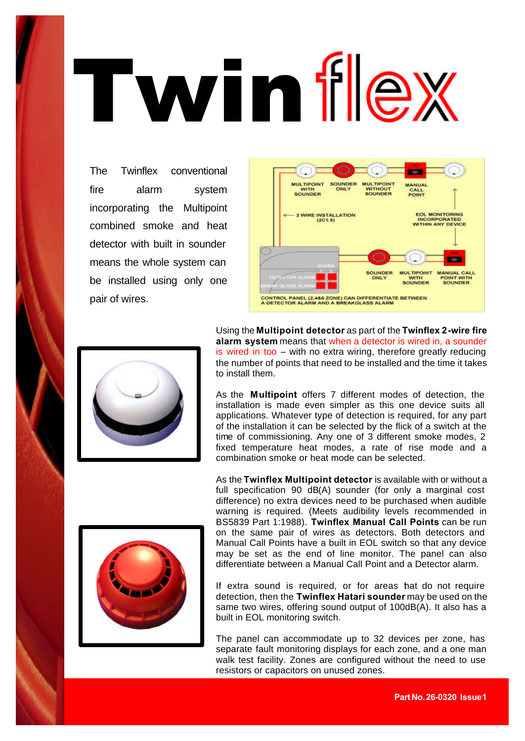# Twinflex

The Twinflex conventional fire alarm system incorporating the Multipoint combined smoke and heat detector with built in sounder means the whole system can be installed using only one pair of wires.

MULTIPOINT WITH SOUNDER | SOUNDER ONLY | MULTIPOINT WITHOUT SOUNDER | MANUAL CALL POINT

2 WIRE INSTALLATION (2C1.5)

EOL MONITORING INCORPORATED WITHIN ANY DEVICE

SOUNDER ONLY | MULTIPOINT WITH SOUNDER | MANUAL CALL POINT WITH SOUNDER

CONTROL PANEL (2,4&8 ZONE) CAN DIFFERENTIATE BETWEEN A DETECTOR ALARM AND A BREAKGLASS ALARM

Using the **Multipoint detector** as part of the **Twinflex 2-wire fire alarm system** means that when a detector is wired in, a sounder is wired in too – with no extra wiring, therefore greatly reducing the number of points that need to be installed and the time it takes to install them.

As the **Multipoint** offers 7 different modes of detection, the installation is made even simpler as this one device suits all applications. Whatever type of detection is required, for any part of the installation it can be selected by the flick of a switch at the time of commissioning. Any one of 3 different smoke modes, 2 fixed temperature heat modes, a rate of rise mode and a combination smoke or heat mode can be selected.

As the **Twinflex Multipoint detector** is available with or without a full specification 90 dB(A) sounder (for only a marginal cost difference) no extra devices need to be purchased when audible warning is required. (Meets audibility levels recommended in BS5839 Part 1:1988). **Twinflex Manual Call Points** can be run on the same pair of wires as detectors. Both detectors and Manual Call Points have a built in EOL switch so that any device may be set as the end of line monitor. The panel can also differentiate between a Manual Call Point and a Detector alarm.

If extra sound is required, or for areas that do not require detection, then the **Twinflex Hatari sounder** may be used on the same two wires, offering sound output of 100dB(A). It also has a built in EOL monitoring switch.

The panel can accommodate up to 32 devices per zone, has separate fault monitoring displays for each zone, and a one man walk test facility. Zones are configured without the need to use resistors or capacitors on unused zones.

**Part No. 26-0320 Issue1**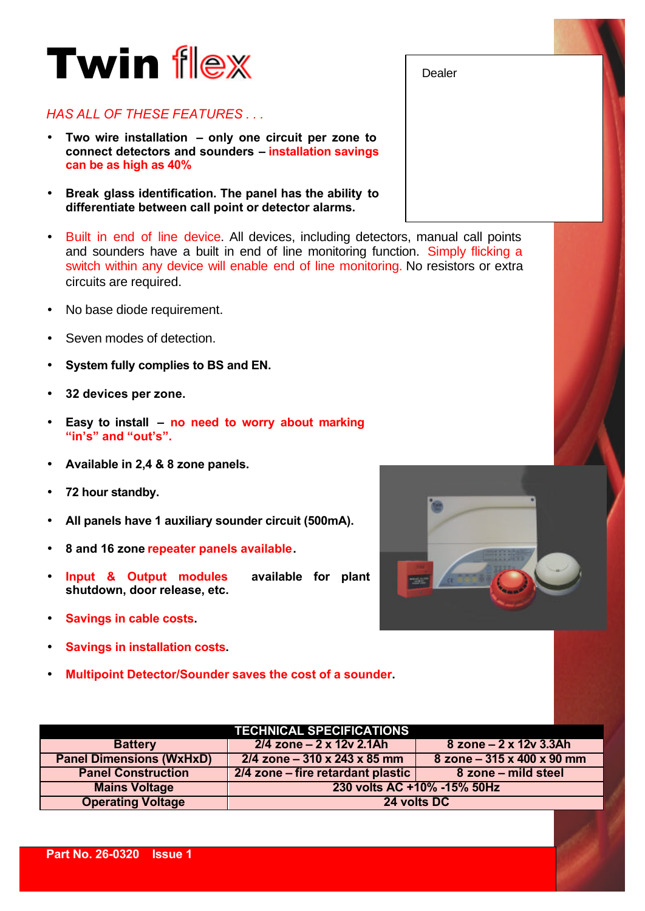# Twin flex

*HAS ALL OF THESE FEATURES . . .*

Dealer

- **Two wire installation – only one circuit per zone to connect detectors and sounders – installation savings can be as high as 40%**
- **Break glass identification. The panel has the ability to differentiate between call point or detector alarms.**
- Built in end of line device. All devices, including detectors, manual call points and sounders have a built in end of line monitoring function. Simply flicking a switch within any device will enable end of line monitoring. No resistors or extra circuits are required.
- No base diode requirement.
- Seven modes of detection.
- **System fully complies to BS and EN.**
- **32 devices per zone.**
- **Easy to install – no need to worry about marking "in's" and "out's".**
- **Available in 2,4 & 8 zone panels.**
- **72 hour standby.**
- **All panels have 1 auxiliary sounder circuit (500mA).**
- **8 and 16 zone repeater panels available.**
- **Input & Output modules available for plant shutdown, door release, etc.**
- **Savings in cable costs.**
- **Savings in installation costs.**
- **Multipoint Detector/Sounder saves the cost of a sounder.**

| TECHNICAL SPECIFICATIONS | | |
|---|---|---|
| **Battery** | **2/4 zone – 2 x 12v 2.1Ah** | **8 zone – 2 x 12v 3.3Ah** |
| **Panel Dimensions (WxHxD)** | **2/4 zone – 310 x 243 x 85 mm** | **8 zone – 315 x 400 x 90 mm** |
| **Panel Construction** | **2/4 zone – fire retardant plastic** | **8 zone – mild steel** |
| **Mains Voltage** | **230 volts AC +10% -15% 50Hz** | |
| **Operating Voltage** | **24 volts DC** | |

**Part No. 26-0320 Issue 1**